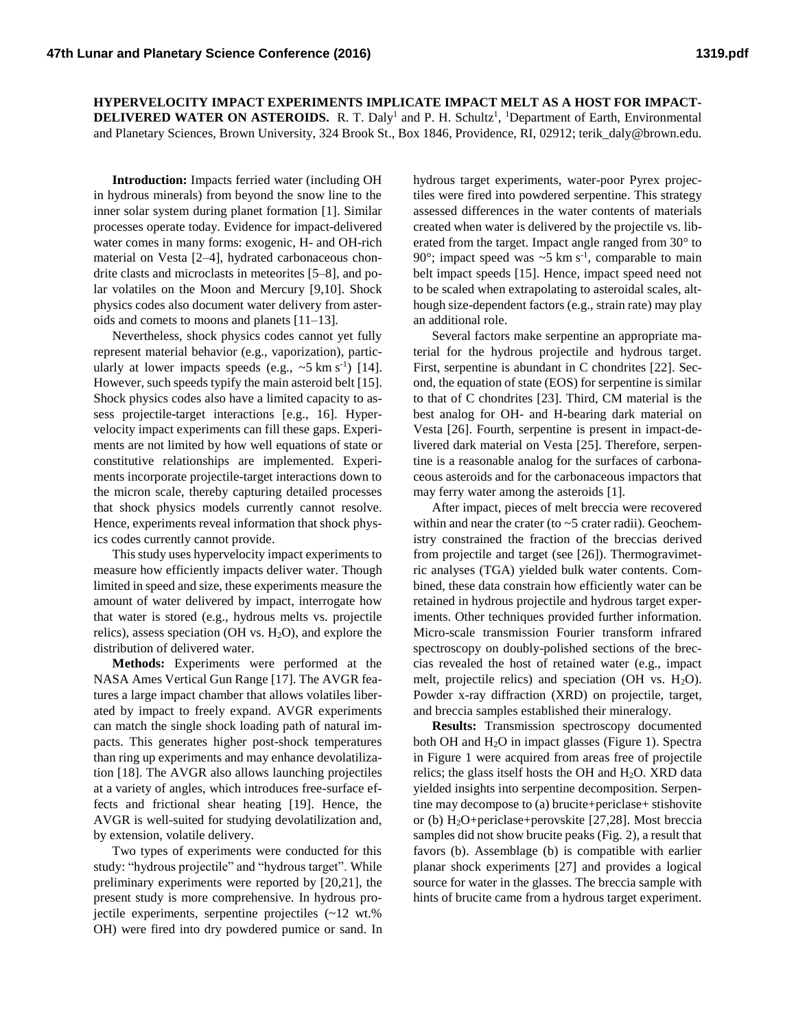# HYPERVELOCITY IMPACT EXPERIMENTS IMPLICATE IMPACT MELT AS A HOST FOR IMPACT-DELIVERED WATER ON ASTEROIDS.

R. T. Daly[1] and P. H. Schultz[1], [1]Department of Earth, Environmental and Planetary Sciences, Brown University, 324 Brook St., Box 1846, Providence, RI, 02912; terik_daly@brown.edu.

**Introduction:** Impacts ferried water (including OH in hydrous minerals) from beyond the snow line to the inner solar system during planet formation [1]. Similar processes operate today. Evidence for impact-delivered water comes in many forms: exogenic, H- and OH-rich material on Vesta [2–4], hydrated carbonaceous chondrite clasts and microclasts in meteorites [5–8], and polar volatiles on the Moon and Mercury [9,10]. Shock physics codes also document water delivery from asteroids and comets to moons and planets [11–13].

Nevertheless, shock physics codes cannot yet fully represent material behavior (e.g., vaporization), particularly at lower impacts speeds (e.g., ~5 km $s^{-1}$) [14]. However, such speeds typify the main asteroid belt [15]. Shock physics codes also have a limited capacity to assess projectile-target interactions [e.g., 16]. Hypervelocity impact experiments can fill these gaps. Experiments are not limited by how well equations of state or constitutive relationships are implemented. Experiments incorporate projectile-target interactions down to the micron scale, thereby capturing detailed processes that shock physics models currently cannot resolve. Hence, experiments reveal information that shock physics codes currently cannot provide.

This study uses hypervelocity impact experiments to measure how efficiently impacts deliver water. Though limited in speed and size, these experiments measure the amount of water delivered by impact, interrogate how that water is stored (e.g., hydrous melts vs. projectile relics), assess speciation (OH vs. $H_2O$), and explore the distribution of delivered water.

**Methods:** Experiments were performed at the NASA Ames Vertical Gun Range [17]. The AVGR features a large impact chamber that allows volatiles liberated by impact to freely expand. AVGR experiments can match the single shock loading path of natural impacts. This generates higher post-shock temperatures than ring up experiments and may enhance devolatilization [18]. The AVGR also allows launching projectiles at a variety of angles, which introduces free-surface effects and frictional shear heating [19]. Hence, the AVGR is well-suited for studying devolatilization and, by extension, volatile delivery.

Two types of experiments were conducted for this study: "hydrous projectile" and "hydrous target". While preliminary experiments were reported by [20,21], the present study is more comprehensive. In hydrous projectile experiments, serpentine projectiles (~12 wt.% OH) were fired into dry powdered pumice or sand. In hydrous target experiments, water-poor Pyrex projectiles were fired into powdered serpentine. This strategy assessed differences in the water contents of materials created when water is delivered by the projectile vs. liberated from the target. Impact angle ranged from 30° to 90°; impact speed was ~5 km $s^{-1}$, comparable to main belt impact speeds [15]. Hence, impact speed need not to be scaled when extrapolating to asteroidal scales, although size-dependent factors (e.g., strain rate) may play an additional role.

Several factors make serpentine an appropriate material for the hydrous projectile and hydrous target. First, serpentine is abundant in C chondrites [22]. Second, the equation of state (EOS) for serpentine is similar to that of C chondrites [23]. Third, CM material is the best analog for OH- and H-bearing dark material on Vesta [26]. Fourth, serpentine is present in impact-delivered dark material on Vesta [25]. Therefore, serpentine is a reasonable analog for the surfaces of carbonaceous asteroids and for the carbonaceous impactors that may ferry water among the asteroids [1].

After impact, pieces of melt breccia were recovered within and near the crater (to ~5 crater radii). Geochemistry constrained the fraction of the breccias derived from projectile and target (see [26]). Thermogravimetric analyses (TGA) yielded bulk water contents. Combined, these data constrain how efficiently water can be retained in hydrous projectile and hydrous target experiments. Other techniques provided further information. Micro-scale transmission Fourier transform infrared spectroscopy on doubly-polished sections of the breccias revealed the host of retained water (e.g., impact melt, projectile relics) and speciation (OH vs. $H_2O$). Powder x-ray diffraction (XRD) on projectile, target, and breccia samples established their mineralogy.

**Results:** Transmission spectroscopy documented both OH and $H_2O$ in impact glasses (Figure 1). Spectra in Figure 1 were acquired from areas free of projectile relics; the glass itself hosts the OH and $H_2O$. XRD data yielded insights into serpentine decomposition. Serpentine may decompose to (a) brucite+periclase+ stishovite or (b) $H_2O$+periclase+perovskite [27,28]. Most breccia samples did not show brucite peaks (Fig. 2), a result that favors (b). Assemblage (b) is compatible with earlier planar shock experiments [27] and provides a logical source for water in the glasses. The breccia sample with hints of brucite came from a hydrous target experiment.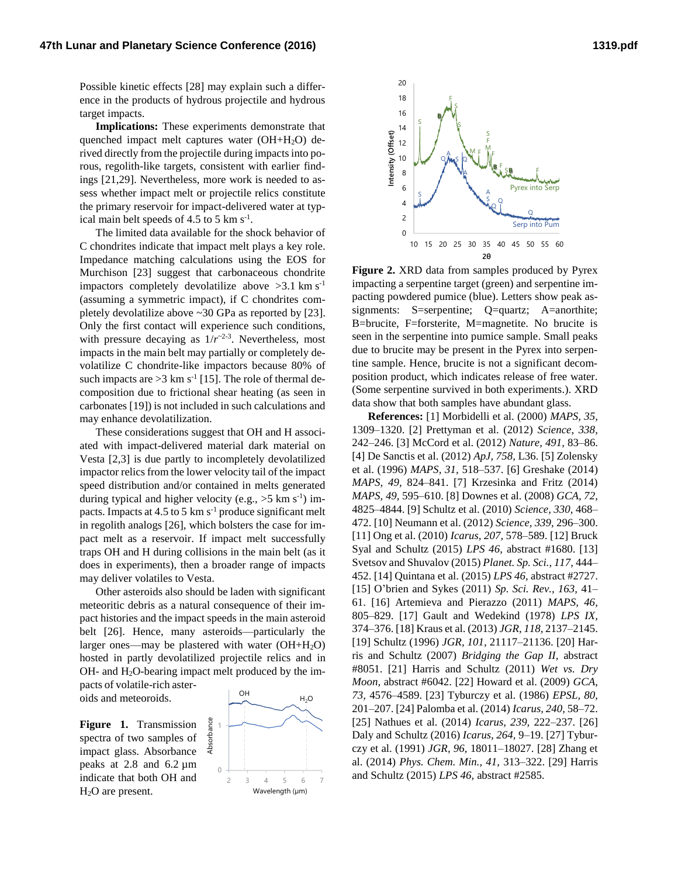Possible kinetic effects [28] may explain such a difference in the products of hydrous projectile and hydrous target impacts.

**Implications:** These experiments demonstrate that quenched impact melt captures water (OH+$H_2O$) derived directly from the projectile during impacts into porous, regolith-like targets, consistent with earlier findings [21,29]. Nevertheless, more work is needed to assess whether impact melt or projectile relics constitute the primary reservoir for impact-delivered water at typical main belt speeds of 4.5 to 5 km $s^{-1}$.

The limited data available for the shock behavior of C chondrites indicate that impact melt plays a key role. Impedance matching calculations using the EOS for Murchison [23] suggest that carbonaceous chondrite impactors completely devolatilize above >3.1 km $s^{-1}$ (assuming a symmetric impact), if C chondrites completely devolatilize above ~30 GPa as reported by [23]. Only the first contact will experience such conditions, with pressure decaying as $1/r^{-2\text{-}3}$. Nevertheless, most impacts in the main belt may partially or completely devolatilize C chondrite-like impactors because 80% of such impacts are >3 km $s^{-1}$ [15]. The role of thermal decomposition due to frictional shear heating (as seen in carbonates [19]) is not included in such calculations and may enhance devolatilization.

These considerations suggest that OH and H associated with impact-delivered material dark material on Vesta [2,3] is due partly to incompletely devolatilized impactor relics from the lower velocity tail of the impact speed distribution and/or contained in melts generated during typical and higher velocity (e.g., >5 km $s^{-1}$) impacts. Impacts at 4.5 to 5 km $s^{-1}$ produce significant melt in regolith analogs [26], which bolsters the case for impact melt as a reservoir. If impact melt successfully traps OH and H during collisions in the main belt (as it does in experiments), then a broader range of impacts may deliver volatiles to Vesta.

Other asteroids also should be laden with significant meteoritic debris as a natural consequence of their impact histories and the impact speeds in the main asteroid belt [26]. Hence, many asteroids—particularly the larger ones—may be plastered with water (OH+$H_2O$) hosted in partly devolatilized projectile relics and in OH- and $H_2O$-bearing impact melt produced by the impacts of volatile-rich asteroids and meteoroids.

OH
$H_2O$
Absorbance
1
0
2 3 4 5 6 7
Wavelength (μm)

**Figure 1.** Transmission spectra of two samples of impact glass. Absorbance peaks at 2.8 and 6.2 μm indicate that both OH and $H_2O$ are present.

Intensity (Offset)
20 18 16 14 12 10 8 6 4 2 0
10 15 20 25 30 35 40 45 50 55 60
2θ
Pyrex into Serp
Serp into Pum

**Figure 2.** XRD data from samples produced by Pyrex impacting a serpentine target (green) and serpentine impacting powdered pumice (blue). Letters show peak assignments: S=serpentine; Q=quartz; A=anorthite; B=brucite, F=forsterite, M=magnetite. No brucite is seen in the serpentine into pumice sample. Small peaks due to brucite may be present in the Pyrex into serpentine sample. Hence, brucite is not a significant decomposition product, which indicates release of free water. (Some serpentine survived in both experiments.). XRD data show that both samples have abundant glass.

**References:** [1] Morbidelli et al. (2000) *MAPS, 35,* 1309–1320. [2] Prettyman et al. (2012) *Science, 338,* 242–246. [3] McCord et al. (2012) *Nature, 491,* 83–86. [4] De Sanctis et al. (2012) *ApJ, 758,* L36. [5] Zolensky et al. (1996) *MAPS, 31,* 518–537. [6] Greshake (2014) *MAPS, 49,* 824–841. [7] Krzesinka and Fritz (2014) *MAPS, 49,* 595–610. [8] Downes et al. (2008) *GCA, 72,* 4825–4844. [9] Schultz et al. (2010) *Science, 330,* 468–472. [10] Neumann et al. (2012) *Science, 339,* 296–300. [11] Ong et al. (2010) *Icarus, 207,* 578–589. [12] Bruck Syal and Schultz (2015) *LPS 46,* abstract #1680. [13] Svetsov and Shuvalov (2015) *Planet. Sp. Sci., 117,* 444–452. [14] Quintana et al. (2015) *LPS 46,* abstract #2727. [15] O'brien and Sykes (2011) *Sp. Sci. Rev., 163,* 41–61. [16] Artemieva and Pierazzo (2011) *MAPS, 46,* 805–829. [17] Gault and Wedekind (1978) *LPS IX,* 374–376. [18] Kraus et al. (2013) *JGR, 118,* 2137–2145. [19] Schultz (1996) *JGR, 101,* 21117–21136. [20] Harris and Schultz (2007) *Bridging the Gap II,* abstract #8051. [21] Harris and Schultz (2011) *Wet vs. Dry Moon,* abstract #6042. [22] Howard et al. (2009) *GCA, 73,* 4576–4589. [23] Tyburczy et al. (1986) *EPSL, 80,* 201–207. [24] Palomba et al. (2014) *Icarus, 240,* 58–72. [25] Nathues et al. (2014) *Icarus, 239,* 222–237. [26] Daly and Schultz (2016) *Icarus, 264,* 9–19. [27] Tyburczy et al. (1991) *JGR, 96,* 18011–18027. [28] Zhang et al. (2014) *Phys. Chem. Min., 41,* 313–322. [29] Harris and Schultz (2015) *LPS 46,* abstract #2585.